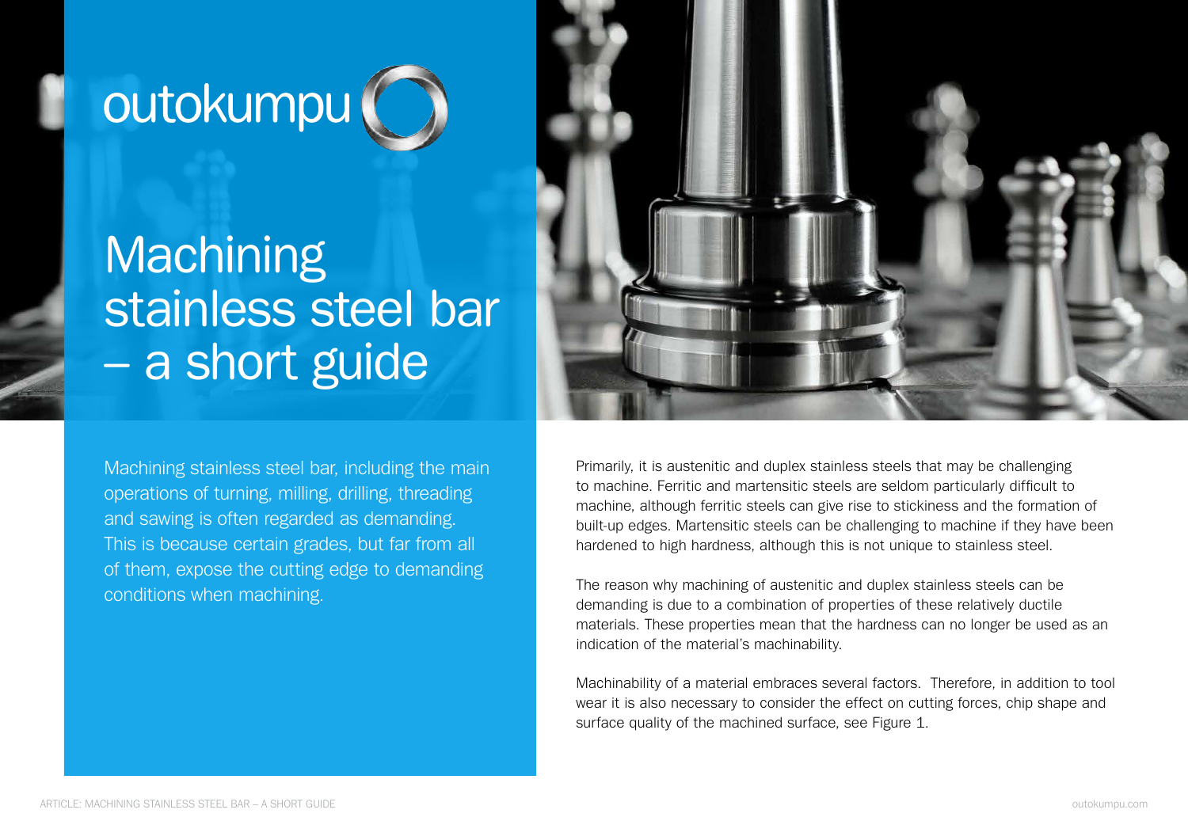outokumpu

# Machining stainless steel bar – a short guide

Machining stainless steel bar, including the main operations of turning, milling, drilling, threading and sawing is often regarded as demanding. This is because certain grades, but far from all of them, expose the cutting edge to demanding conditions when machining.

Primarily, it is austenitic and duplex stainless steels that may be challenging to machine. Ferritic and martensitic steels are seldom particularly difficult to machine, although ferritic steels can give rise to stickiness and the formation of built-up edges. Martensitic steels can be challenging to machine if they have been hardened to high hardness, although this is not unique to stainless steel.

The reason why machining of austenitic and duplex stainless steels can be demanding is due to a combination of properties of these relatively ductile materials. These properties mean that the hardness can no longer be used as an indication of the material's machinability.

Machinability of a material embraces several factors. Therefore, in addition to tool wear it is also necessary to consider the effect on cutting forces, chip shape and surface quality of the machined surface, see Figure 1.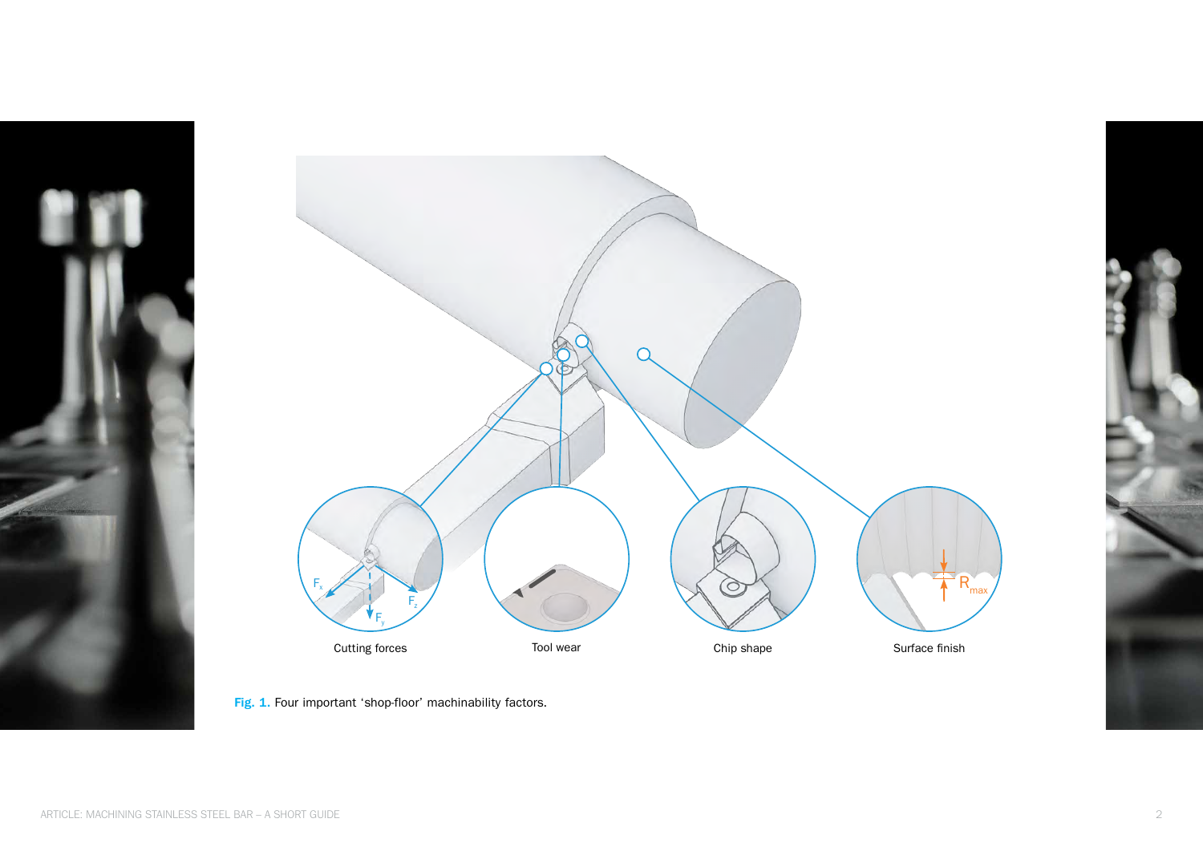Cutting forces

Tool wear

Chip shape

Surface finish

**Fig. 1.** Four important 'shop-floor' machinability factors.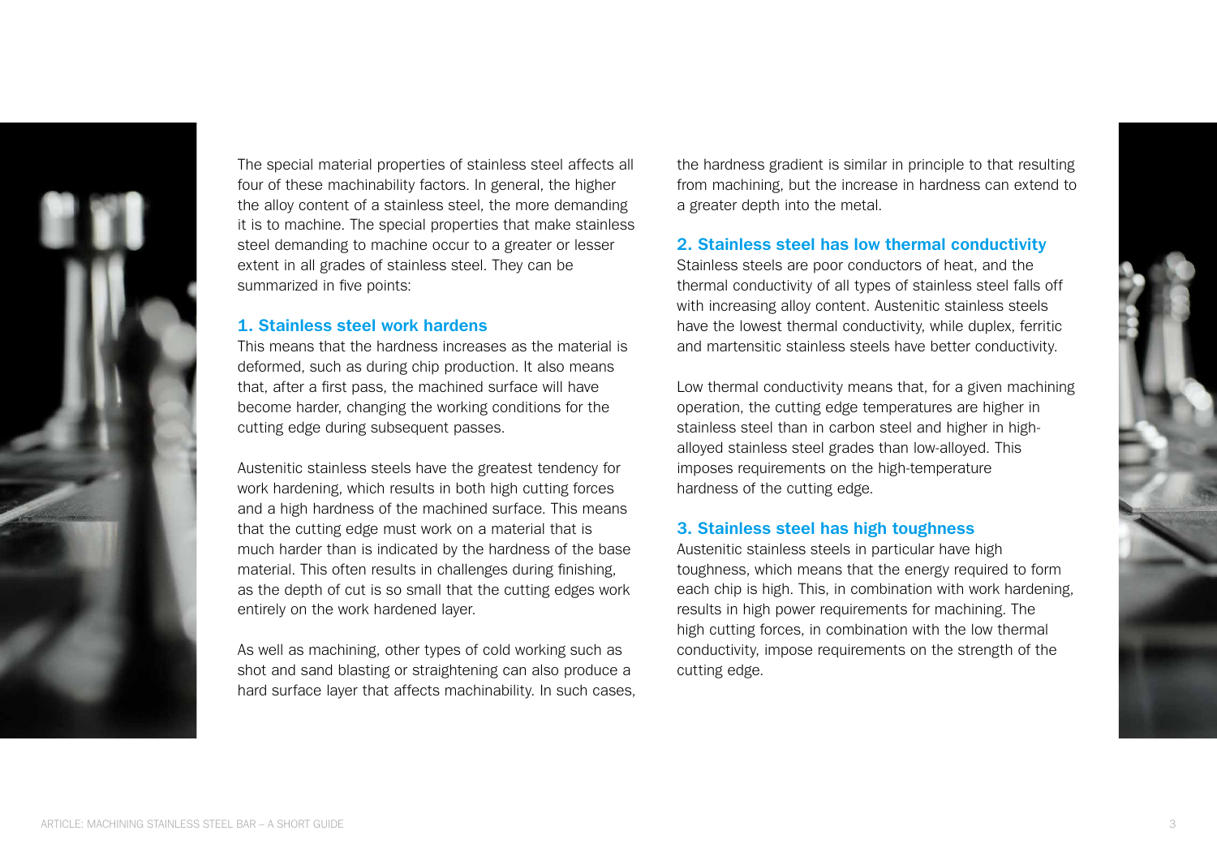The special material properties of stainless steel affects all four of these machinability factors. In general, the higher the alloy content of a stainless steel, the more demanding it is to machine. The special properties that make stainless steel demanding to machine occur to a greater or lesser extent in all grades of stainless steel. They can be summarized in five points:

### 1. Stainless steel work hardens

This means that the hardness increases as the material is deformed, such as during chip production. It also means that, after a first pass, the machined surface will have become harder, changing the working conditions for the cutting edge during subsequent passes.

Austenitic stainless steels have the greatest tendency for work hardening, which results in both high cutting forces and a high hardness of the machined surface. This means that the cutting edge must work on a material that is much harder than is indicated by the hardness of the base material. This often results in challenges during finishing, as the depth of cut is so small that the cutting edges work entirely on the work hardened layer.

As well as machining, other types of cold working such as shot and sand blasting or straightening can also produce a hard surface layer that affects machinability. In such cases, the hardness gradient is similar in principle to that resulting from machining, but the increase in hardness can extend to a greater depth into the metal.

### 2. Stainless steel has low thermal conductivity

Stainless steels are poor conductors of heat, and the thermal conductivity of all types of stainless steel falls off with increasing alloy content. Austenitic stainless steels have the lowest thermal conductivity, while duplex, ferritic and martensitic stainless steels have better conductivity.

Low thermal conductivity means that, for a given machining operation, the cutting edge temperatures are higher in stainless steel than in carbon steel and higher in high-alloyed stainless steel grades than low-alloyed. This imposes requirements on the high-temperature hardness of the cutting edge.

### 3. Stainless steel has high toughness

Austenitic stainless steels in particular have high toughness, which means that the energy required to form each chip is high. This, in combination with work hardening, results in high power requirements for machining. The high cutting forces, in combination with the low thermal conductivity, impose requirements on the strength of the cutting edge.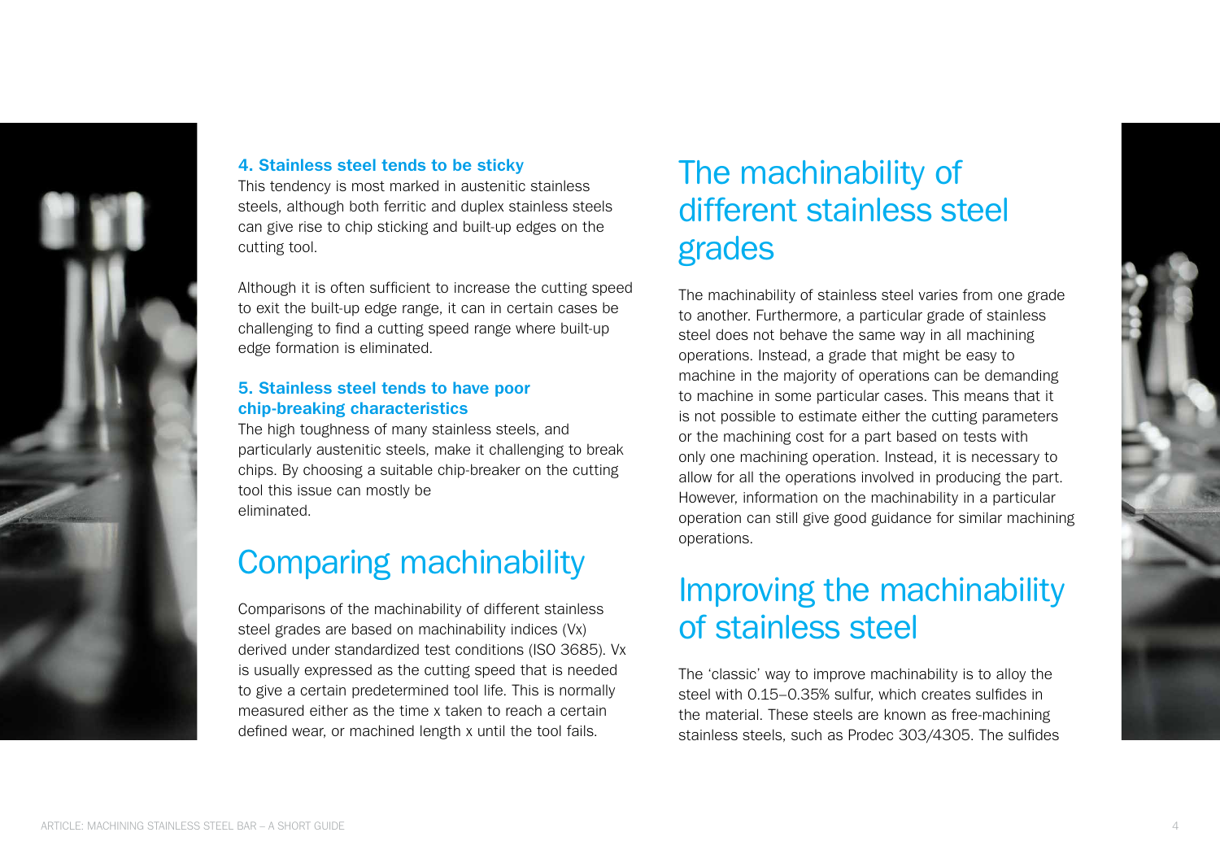### 4. Stainless steel tends to be sticky

This tendency is most marked in austenitic stainless steels, although both ferritic and duplex stainless steels can give rise to chip sticking and built-up edges on the cutting tool.

Although it is often sufficient to increase the cutting speed to exit the built-up edge range, it can in certain cases be challenging to find a cutting speed range where built-up edge formation is eliminated.

### 5. Stainless steel tends to have poor chip-breaking characteristics

The high toughness of many stainless steels, and particularly austenitic steels, make it challenging to break chips. By choosing a suitable chip-breaker on the cutting tool this issue can mostly be eliminated.

## Comparing machinability

Comparisons of the machinability of different stainless steel grades are based on machinability indices (Vx) derived under standardized test conditions (ISO 3685). Vx is usually expressed as the cutting speed that is needed to give a certain predetermined tool life. This is normally measured either as the time x taken to reach a certain defined wear, or machined length x until the tool fails.

## The machinability of different stainless steel grades

The machinability of stainless steel varies from one grade to another. Furthermore, a particular grade of stainless steel does not behave the same way in all machining operations. Instead, a grade that might be easy to machine in the majority of operations can be demanding to machine in some particular cases. This means that it is not possible to estimate either the cutting parameters or the machining cost for a part based on tests with only one machining operation. Instead, it is necessary to allow for all the operations involved in producing the part. However, information on the machinability in a particular operation can still give good guidance for similar machining operations.

## Improving the machinability of stainless steel

The 'classic' way to improve machinability is to alloy the steel with 0.15–0.35% sulfur, which creates sulfides in the material. These steels are known as free-machining stainless steels, such as Prodec 303/4305. The sulfides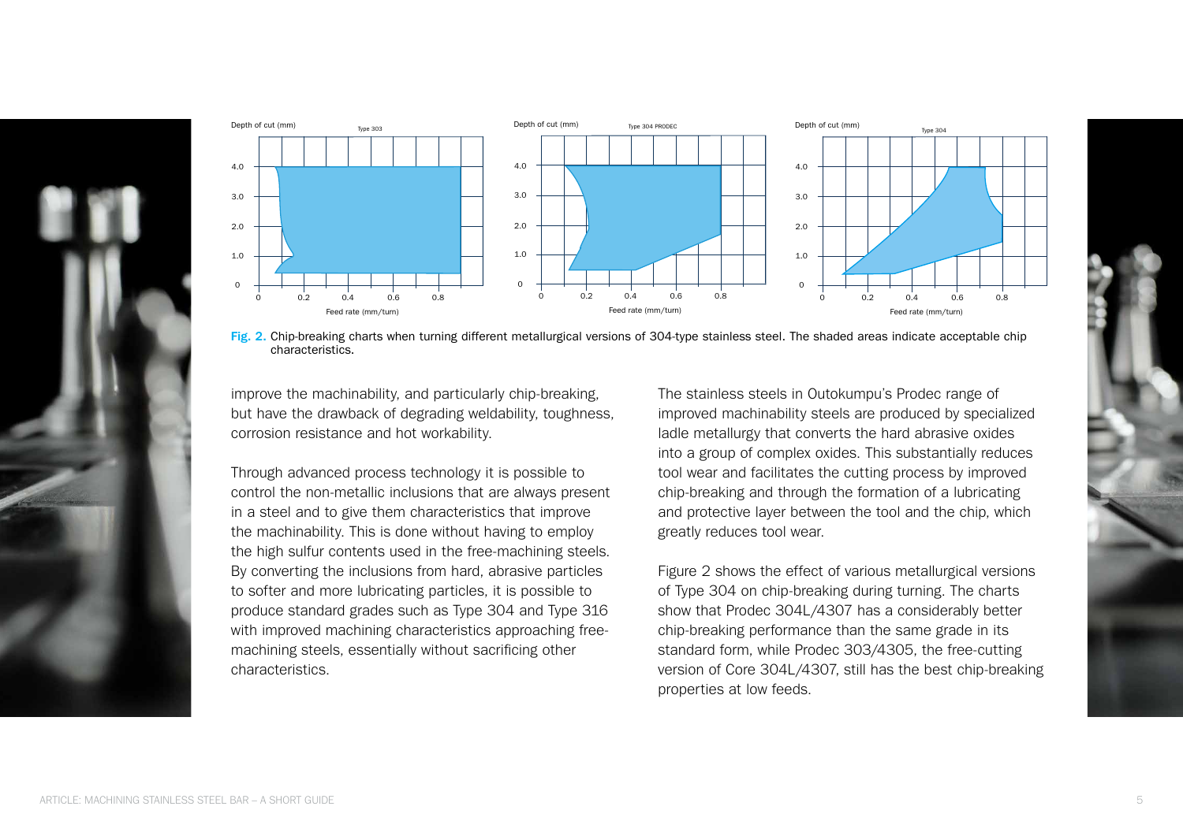Fig. 2. Chip-breaking charts when turning different metallurgical versions of 304-type stainless steel. The shaded areas indicate acceptable chip characteristics.

improve the machinability, and particularly chip-breaking, but have the drawback of degrading weldability, toughness, corrosion resistance and hot workability.

Through advanced process technology it is possible to control the non-metallic inclusions that are always present in a steel and to give them characteristics that improve the machinability. This is done without having to employ the high sulfur contents used in the free-machining steels. By converting the inclusions from hard, abrasive particles to softer and more lubricating particles, it is possible to produce standard grades such as Type 304 and Type 316 with improved machining characteristics approaching free-machining steels, essentially without sacrificing other characteristics.

The stainless steels in Outokumpu's Prodec range of improved machinability steels are produced by specialized ladle metallurgy that converts the hard abrasive oxides into a group of complex oxides. This substantially reduces tool wear and facilitates the cutting process by improved chip-breaking and through the formation of a lubricating and protective layer between the tool and the chip, which greatly reduces tool wear.

Figure 2 shows the effect of various metallurgical versions of Type 304 on chip-breaking during turning. The charts show that Prodec 304L/4307 has a considerably better chip-breaking performance than the same grade in its standard form, while Prodec 303/4305, the free-cutting version of Core 304L/4307, still has the best chip-breaking properties at low feeds.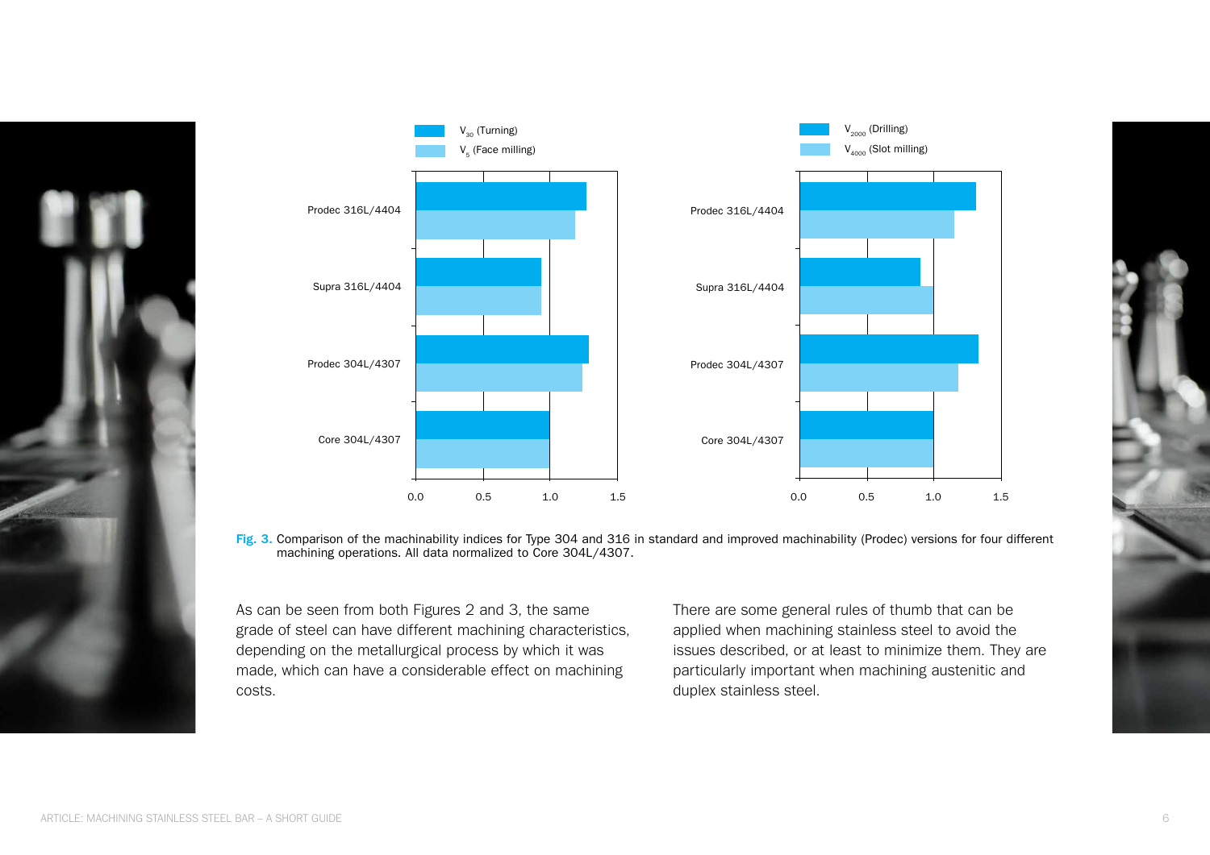Fig. 3. Comparison of the machinability indices for Type 304 and 316 in standard and improved machinability (Prodec) versions for four different machining operations. All data normalized to Core 304L/4307.

As can be seen from both Figures 2 and 3, the same grade of steel can have different machining characteristics, depending on the metallurgical process by which it was made, which can have a considerable effect on machining costs.

There are some general rules of thumb that can be applied when machining stainless steel to avoid the issues described, or at least to minimize them. They are particularly important when machining austenitic and duplex stainless steel.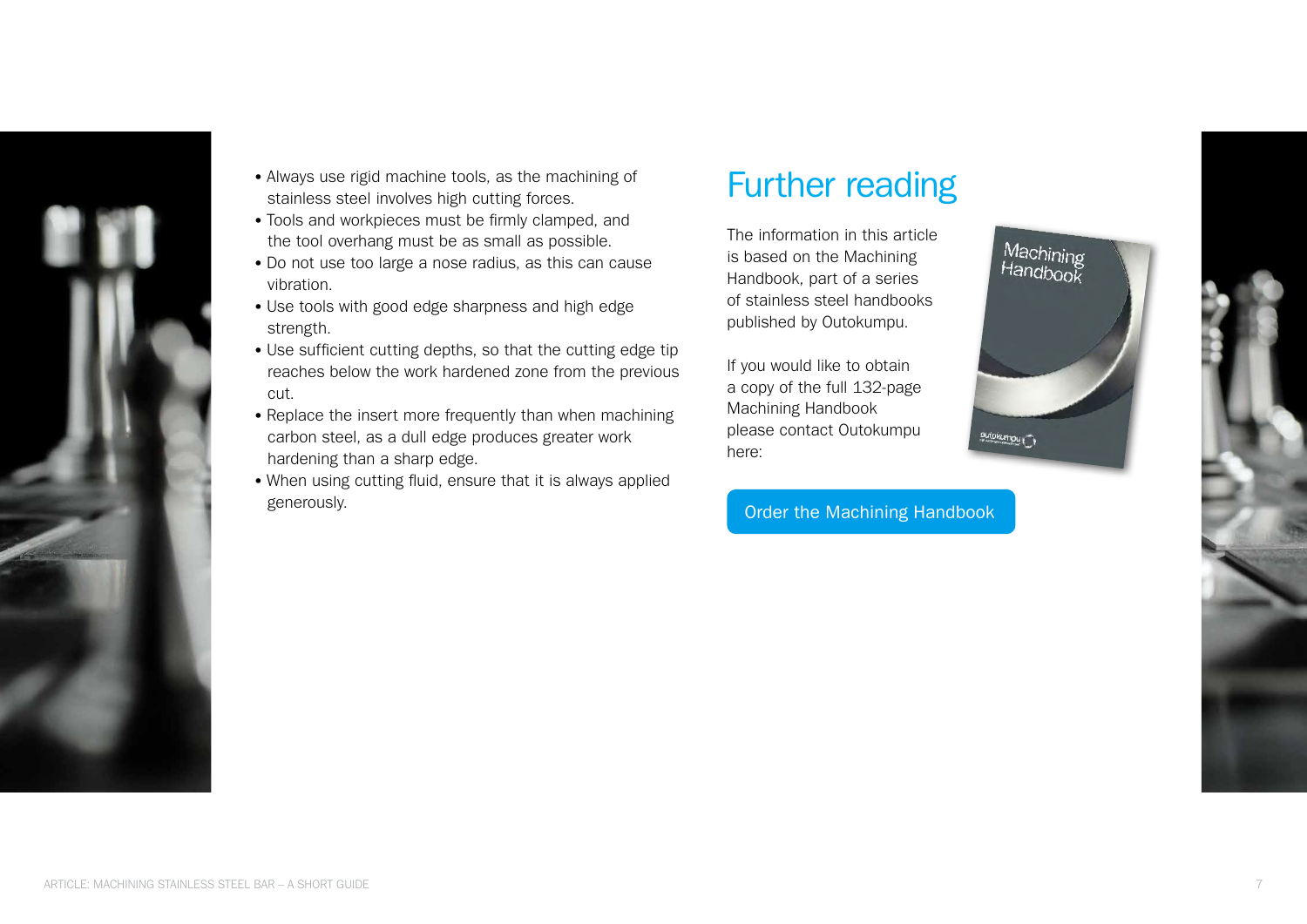- Always use rigid machine tools, as the machining of stainless steel involves high cutting forces.
- Tools and workpieces must be firmly clamped, and the tool overhang must be as small as possible.
- Do not use too large a nose radius, as this can cause vibration.
- Use tools with good edge sharpness and high edge strength.
- Use sufficient cutting depths, so that the cutting edge tip reaches below the work hardened zone from the previous cut.
- Replace the insert more frequently than when machining carbon steel, as a dull edge produces greater work hardening than a sharp edge.
- When using cutting fluid, ensure that it is always applied generously.

## Further reading

The information in this article is based on the Machining Handbook, part of a series of stainless steel handbooks published by Outokumpu.

If you would like to obtain a copy of the full 132-page Machining Handbook please contact Outokumpu here:

Order the Machining Handbook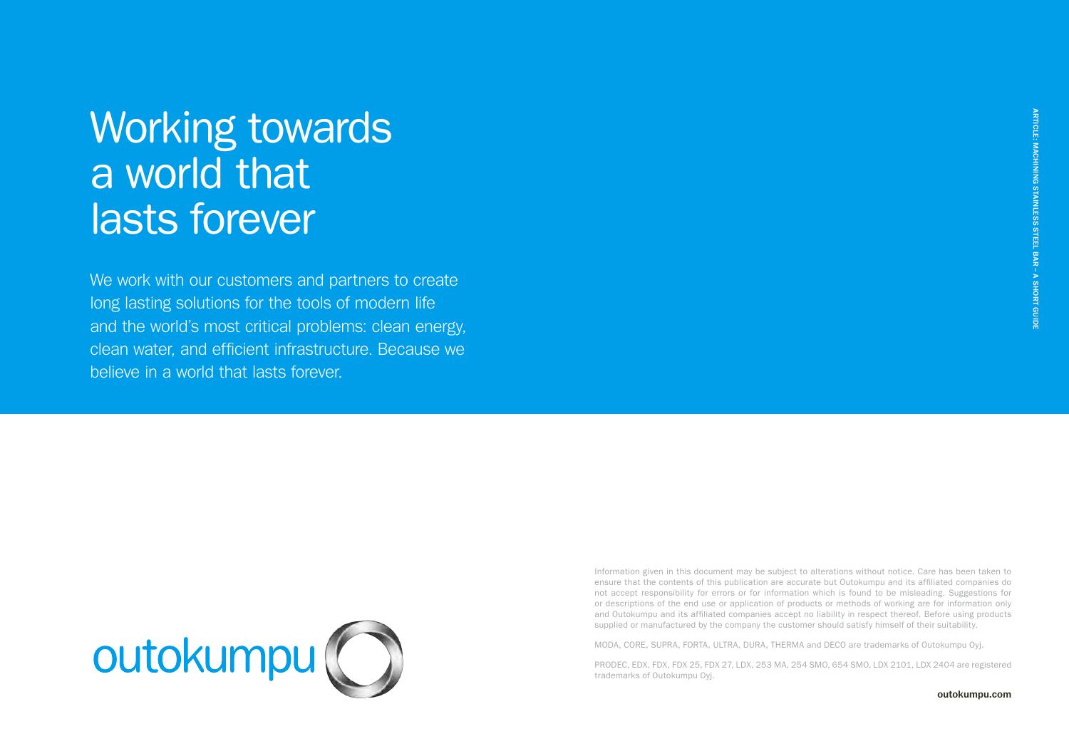# Working towards a world that lasts forever

We work with our customers and partners to create long lasting solutions for the tools of modern life and the world's most critical problems: clean energy, clean water, and efficient infrastructure. Because we believe in a world that lasts forever.

outokumpu

Information given in this document may be subject to alterations without notice. Care has been taken to ensure that the contents of this publication are accurate but Outokumpu and its affiliated companies do not accept responsibility for errors or for information which is found to be misleading. Suggestions for or descriptions of the end use or application of products or methods of working are for information only and Outokumpu and its affiliated companies accept no liability in respect thereof. Before using products supplied or manufactured by the company the customer should satisfy himself of their suitability.

MODA, CORE, SUPRA, FORTA, ULTRA, DURA, THERMA and DECO are trademarks of Outokumpu Oyj.

PRODEC, EDX, FDX, FDX 25, FDX 27, LDX, 253 MA, 254 SMO, 654 SMO, LDX 2101, LDX 2404 are registered trademarks of Outokumpu Oyj.

**outokumpu.com**